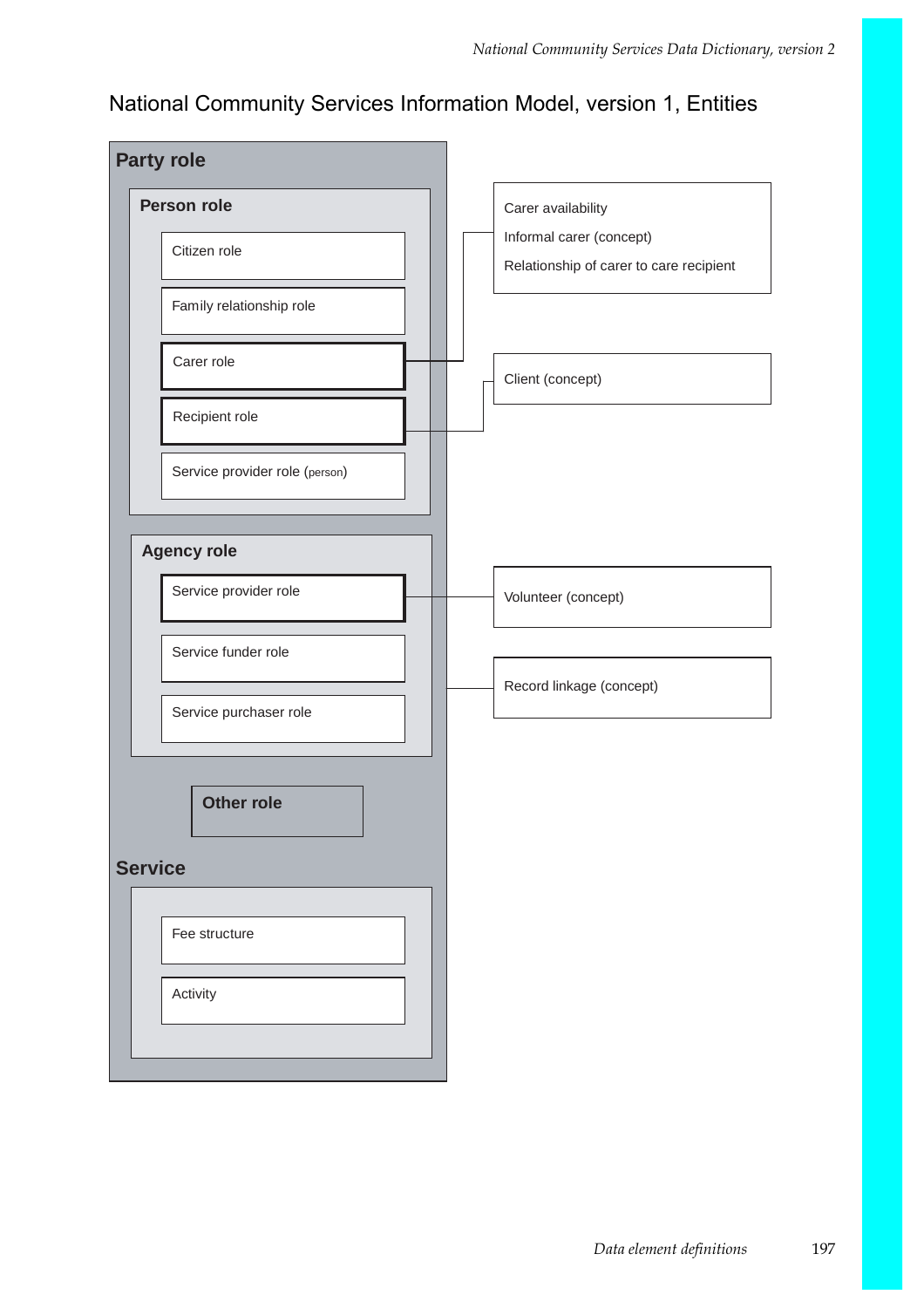# National Community Services Information Model, version 1, Entities

## Party role

### Person role

- Citizen role
- Family relationship role
- Carer role
- Recipient role
- Service provider role (person)

### Agency role

- Service provider role
- Service funder role
- Service purchaser role

### Other role

## Service

- Fee structure
- Activity

---

Carer availability

Informal carer (concept)

Relationship of carer to care recipient

Client (concept)

Volunteer (concept)

Record linkage (concept)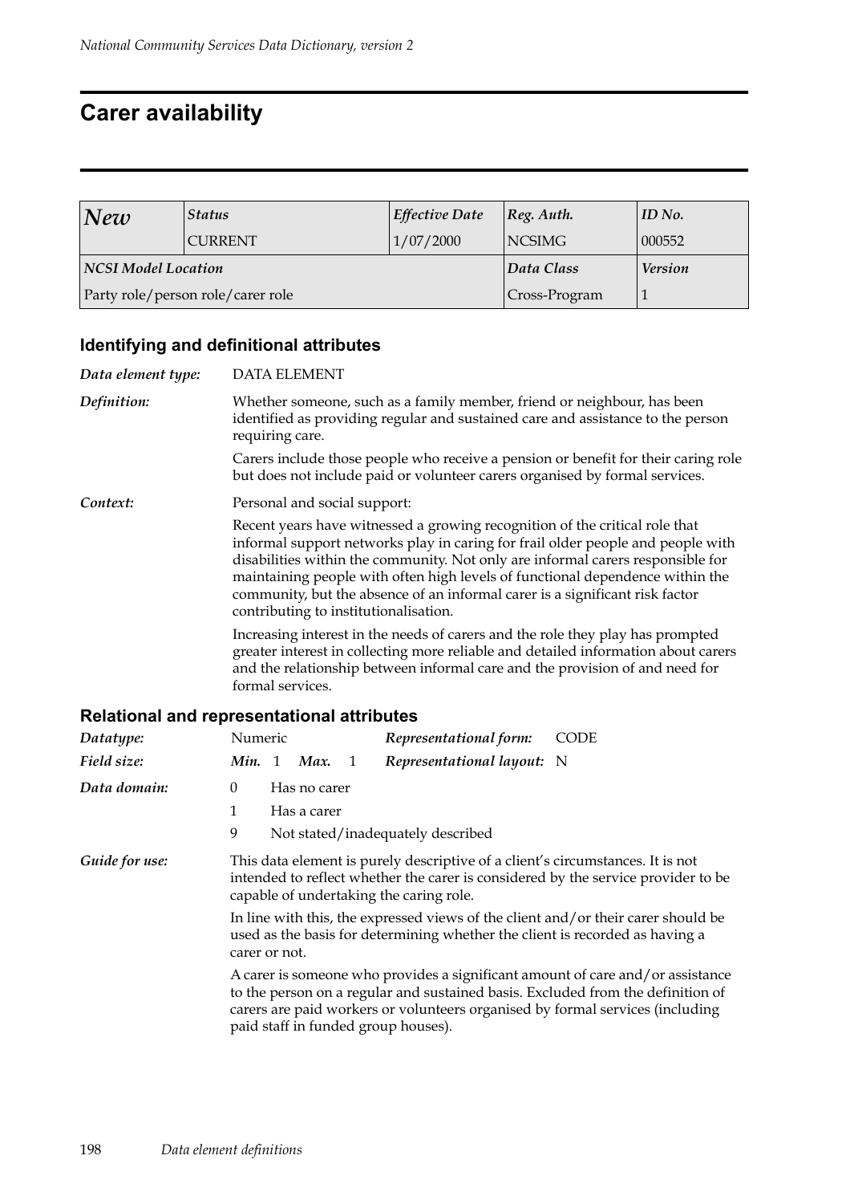# Carer availability

| *New* | *Status* | *Effective Date* | *Reg. Auth.* | *ID No.* |
|---|---|---|---|---|
| | CURRENT | 1/07/2000 | NCSIMG | 000552 |
| ***NCSI Model Location*** | | | ***Data Class*** | ***Version*** |
| Party role/person role/carer role | | | Cross-Program | 1 |

## Identifying and definitional attributes

*Data element type:* DATA ELEMENT

*Definition:* Whether someone, such as a family member, friend or neighbour, has been identified as providing regular and sustained care and assistance to the person requiring care.

Carers include those people who receive a pension or benefit for their caring role but does not include paid or volunteer carers organised by formal services.

*Context:* Personal and social support:

Recent years have witnessed a growing recognition of the critical role that informal support networks play in caring for frail older people and people with disabilities within the community. Not only are informal carers responsible for maintaining people with often high levels of functional dependence within the community, but the absence of an informal carer is a significant risk factor contributing to institutionalisation.

Increasing interest in the needs of carers and the role they play has prompted greater interest in collecting more reliable and detailed information about carers and the relationship between informal care and the provision of and need for formal services.

## Relational and representational attributes

*Datatype:* Numeric *Representational form:* CODE

*Field size:* ***Min.*** 1 ***Max.*** 1 *Representational layout:* N

*Data domain:*

0 Has no carer
1 Has a carer
9 Not stated/inadequately described

*Guide for use:* This data element is purely descriptive of a client's circumstances. It is not intended to reflect whether the carer is considered by the service provider to be capable of undertaking the caring role.

In line with this, the expressed views of the client and/or their carer should be used as the basis for determining whether the client is recorded as having a carer or not.

A carer is someone who provides a significant amount of care and/or assistance to the person on a regular and sustained basis. Excluded from the definition of carers are paid workers or volunteers organised by formal services (including paid staff in funded group houses).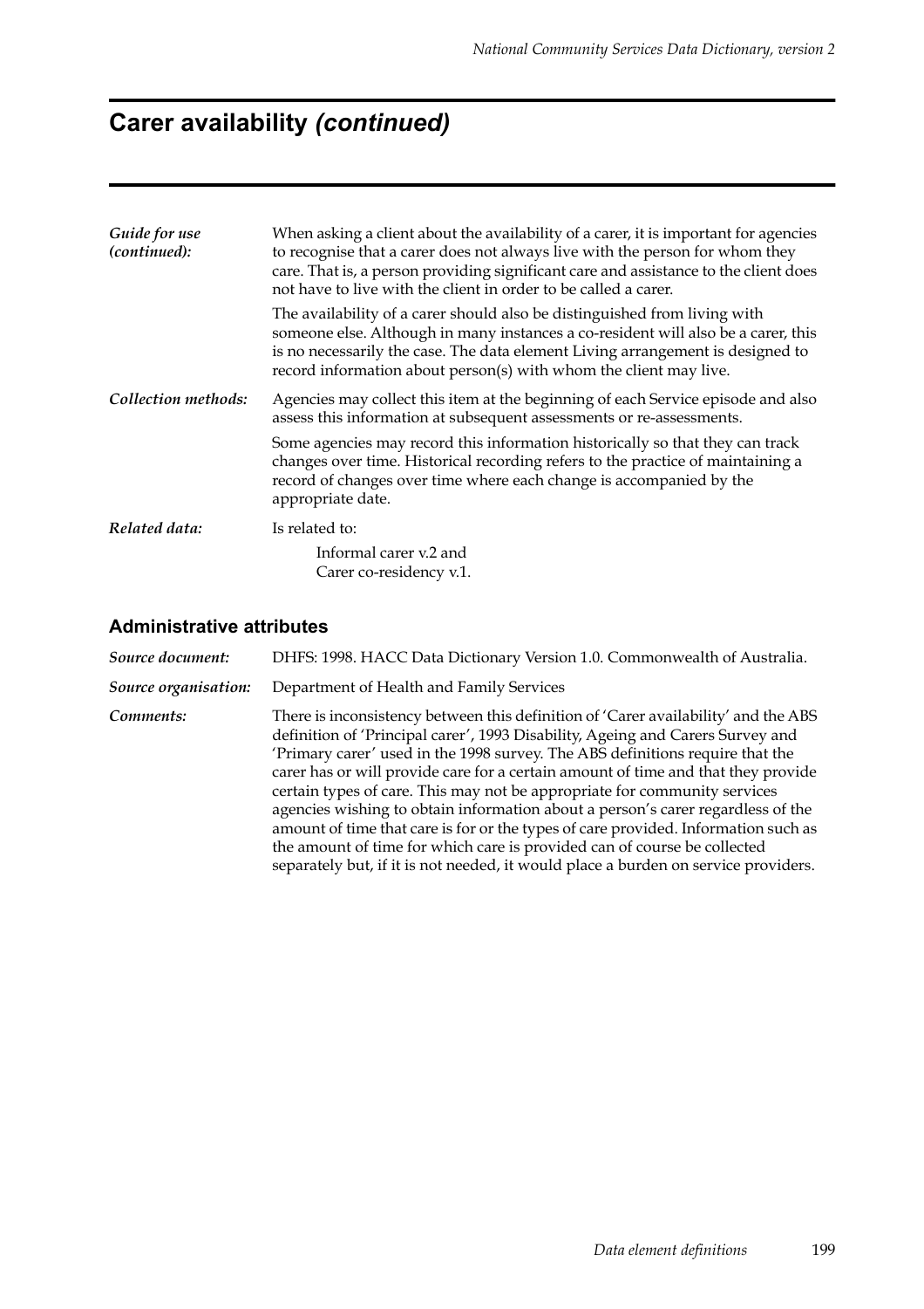# Carer availability *(continued)*

| | |
|---|---|
| *Guide for use (continued):* | When asking a client about the availability of a carer, it is important for agencies to recognise that a carer does not always live with the person for whom they care. That is, a person providing significant care and assistance to the client does not have to live with the client in order to be called a carer. |
| | The availability of a carer should also be distinguished from living with someone else. Although in many instances a co-resident will also be a carer, this is no necessarily the case. The data element Living arrangement is designed to record information about person(s) with whom the client may live. |
| *Collection methods:* | Agencies may collect this item at the beginning of each Service episode and also assess this information at subsequent assessments or re-assessments. |
| | Some agencies may record this information historically so that they can track changes over time. Historical recording refers to the practice of maintaining a record of changes over time where each change is accompanied by the appropriate date. |
| *Related data:* | Is related to: |
| | Informal carer v.2 and<br>Carer co-residency v.1. |

## Administrative attributes

| | |
|---|---|
| *Source document:* | DHFS: 1998. HACC Data Dictionary Version 1.0. Commonwealth of Australia. |
| *Source organisation:* | Department of Health and Family Services |
| *Comments:* | There is inconsistency between this definition of 'Carer availability' and the ABS definition of 'Principal carer', 1993 Disability, Ageing and Carers Survey and 'Primary carer' used in the 1998 survey. The ABS definitions require that the carer has or will provide care for a certain amount of time and that they provide certain types of care. This may not be appropriate for community services agencies wishing to obtain information about a person's carer regardless of the amount of time that care is for or the types of care provided. Information such as the amount of time for which care is provided can of course be collected separately but, if it is not needed, it would place a burden on service providers. |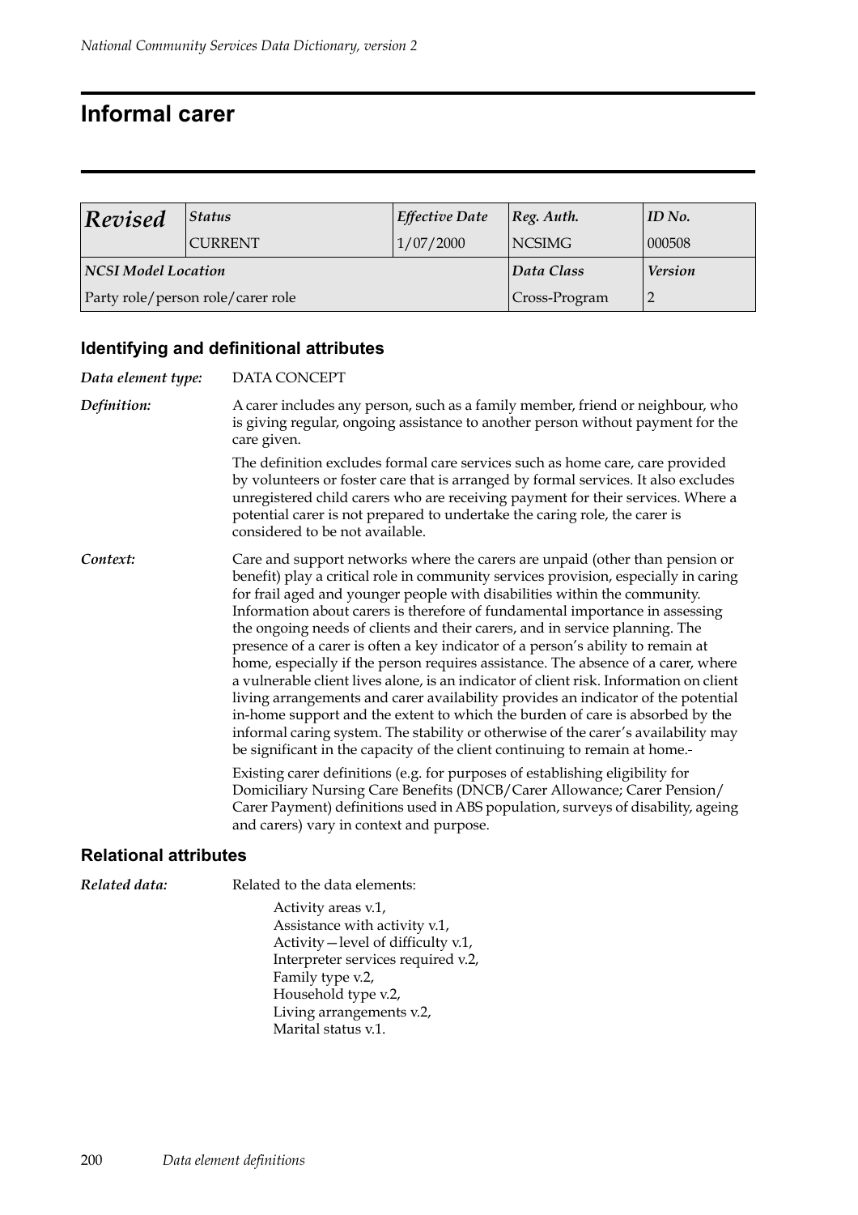# Informal carer

| *Revised* | *Status* | *Effective Date* | *Reg. Auth.* | *ID No.* |
|---|---|---|---|---|
| | CURRENT | 1/07/2000 | NCSIMG | 000508 |
| ***NCSI Model Location*** | | | ***Data Class*** | ***Version*** |
| Party role/person role/carer role | | | Cross-Program | 2 |

## Identifying and definitional attributes

***Data element type:*** DATA CONCEPT

***Definition:*** A carer includes any person, such as a family member, friend or neighbour, who is giving regular, ongoing assistance to another person without payment for the care given.

The definition excludes formal care services such as home care, care provided by volunteers or foster care that is arranged by formal services. It also excludes unregistered child carers who are receiving payment for their services. Where a potential carer is not prepared to undertake the caring role, the carer is considered to be not available.

***Context:*** Care and support networks where the carers are unpaid (other than pension or benefit) play a critical role in community services provision, especially in caring for frail aged and younger people with disabilities within the community. Information about carers is therefore of fundamental importance in assessing the ongoing needs of clients and their carers, and in service planning. The presence of a carer is often a key indicator of a person's ability to remain at home, especially if the person requires assistance. The absence of a carer, where a vulnerable client lives alone, is an indicator of client risk. Information on client living arrangements and carer availability provides an indicator of the potential in-home support and the extent to which the burden of care is absorbed by the informal caring system. The stability or otherwise of the carer's availability may be significant in the capacity of the client continuing to remain at home.-

Existing carer definitions (e.g. for purposes of establishing eligibility for Domiciliary Nursing Care Benefits (DNCB/Carer Allowance; Carer Pension/ Carer Payment) definitions used in ABS population, surveys of disability, ageing and carers) vary in context and purpose.

## Relational attributes

***Related data:*** Related to the data elements:

Activity areas v.1,
Assistance with activity v.1,
Activity—level of difficulty v.1,
Interpreter services required v.2,
Family type v.2,
Household type v.2,
Living arrangements v.2,
Marital status v.1.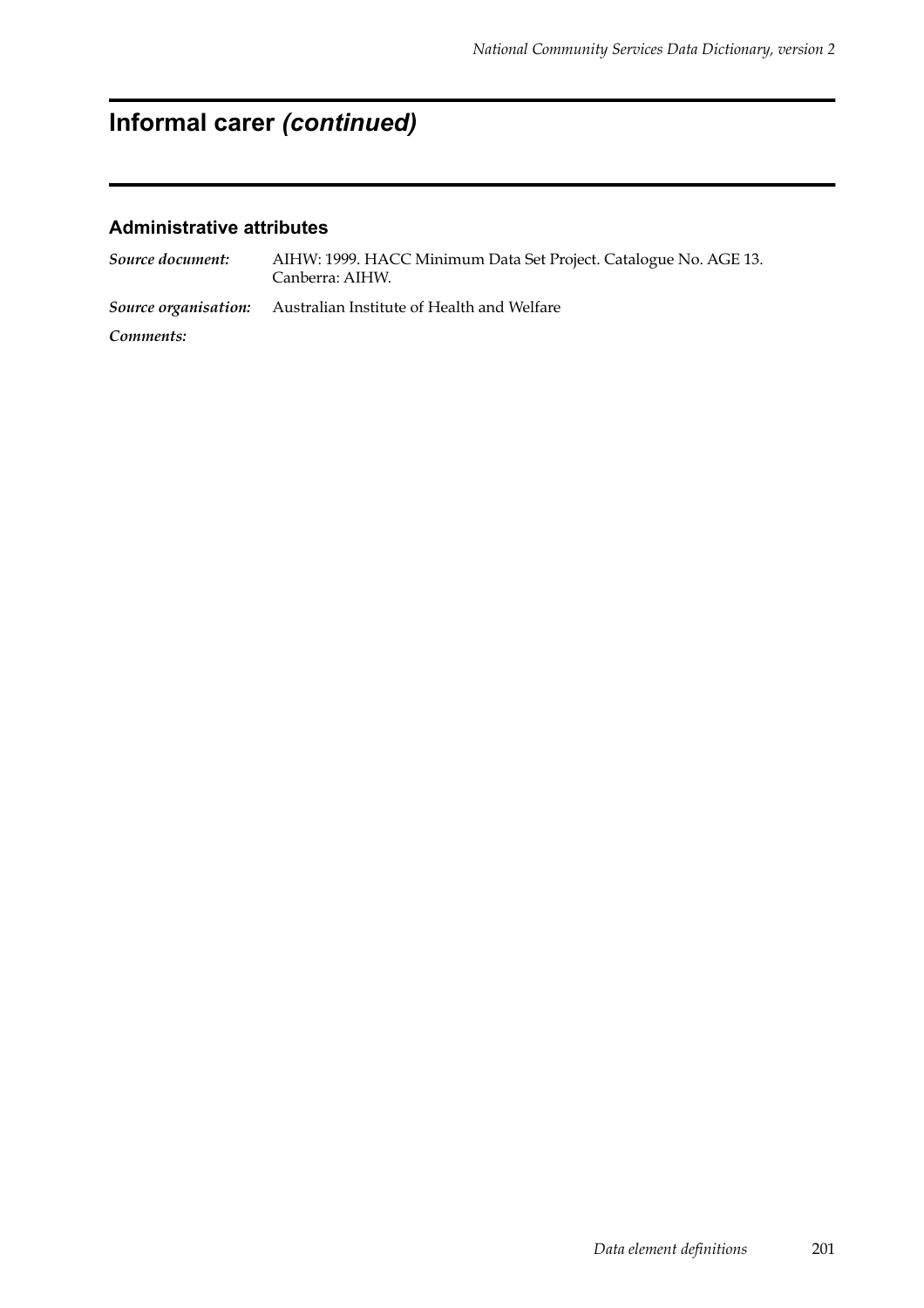# Informal carer *(continued)*

## Administrative attributes

***Source document:*** AIHW: 1999. HACC Minimum Data Set Project. Catalogue No. AGE 13. Canberra: AIHW.

***Source organisation:*** Australian Institute of Health and Welfare

***Comments:***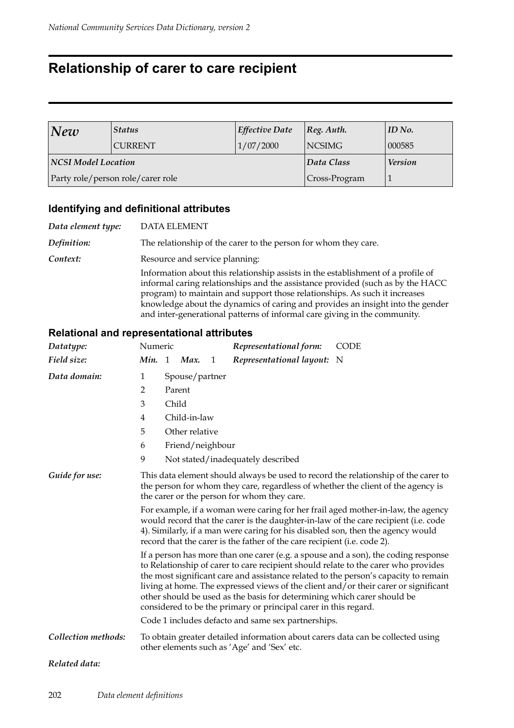# Relationship of carer to care recipient

| *New* | *Status* | *Effective Date* | *Reg. Auth.* | *ID No.* |
|---|---|---|---|---|
| | CURRENT | 1/07/2000 | NCSIMG | 000585 |
| ***NCSI Model Location*** | | | ***Data Class*** | ***Version*** |
| Party role/person role/carer role | | | Cross-Program | 1 |

## Identifying and definitional attributes

***Data element type:*** DATA ELEMENT

***Definition:*** The relationship of the carer to the person for whom they care.

***Context:*** Resource and service planning:

Information about this relationship assists in the establishment of a profile of informal caring relationships and the assistance provided (such as by the HACC program) to maintain and support those relationships. As such it increases knowledge about the dynamics of caring and provides an insight into the gender and inter-generational patterns of informal care giving in the community.

## Relational and representational attributes

***Datatype:*** Numeric ***Representational form:*** CODE

***Field size:*** ***Min.*** 1 ***Max.*** 1 ***Representational layout:*** N

***Data domain:***

1 Spouse/partner
2 Parent
3 Child
4 Child-in-law
5 Other relative
6 Friend/neighbour
9 Not stated/inadequately described

***Guide for use:*** This data element should always be used to record the relationship of the carer to the person for whom they care, regardless of whether the client of the agency is the carer or the person for whom they care.

For example, if a woman were caring for her frail aged mother-in-law, the agency would record that the carer is the daughter-in-law of the care recipient (i.e. code 4). Similarly, if a man were caring for his disabled son, then the agency would record that the carer is the father of the care recipient (i.e. code 2).

If a person has more than one carer (e.g. a spouse and a son), the coding response to Relationship of carer to care recipient should relate to the carer who provides the most significant care and assistance related to the person's capacity to remain living at home. The expressed views of the client and/or their carer or significant other should be used as the basis for determining which carer should be considered to be the primary or principal carer in this regard.

Code 1 includes defacto and same sex partnerships.

***Collection methods:*** To obtain greater detailed information about carers data can be collected using other elements such as 'Age' and 'Sex' etc.

***Related data:***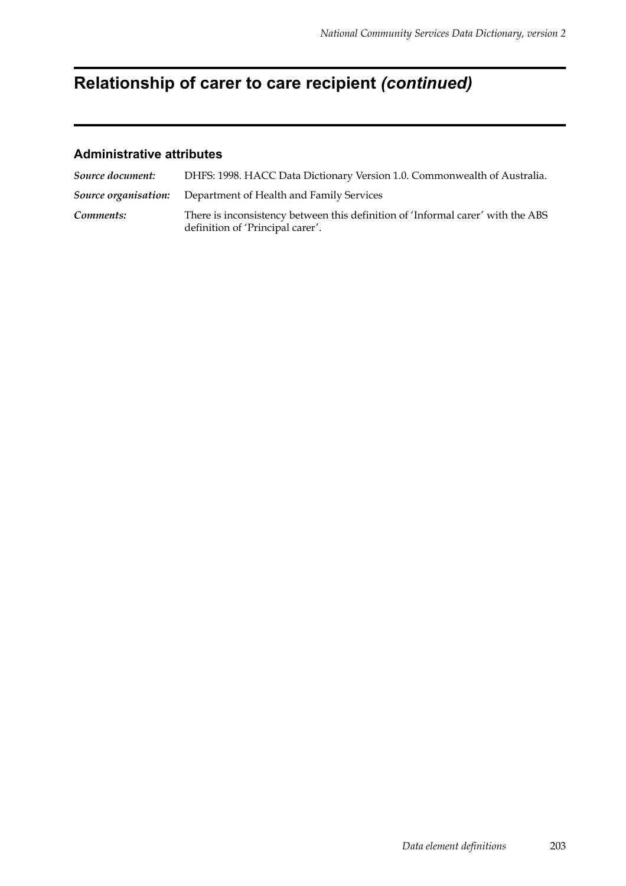# Relationship of carer to care recipient *(continued)*

## Administrative attributes

| | |
|---|---|
| ***Source document:*** | DHFS: 1998. HACC Data Dictionary Version 1.0. Commonwealth of Australia. |
| ***Source organisation:*** | Department of Health and Family Services |
| ***Comments:*** | There is inconsistency between this definition of 'Informal carer' with the ABS definition of 'Principal carer'. |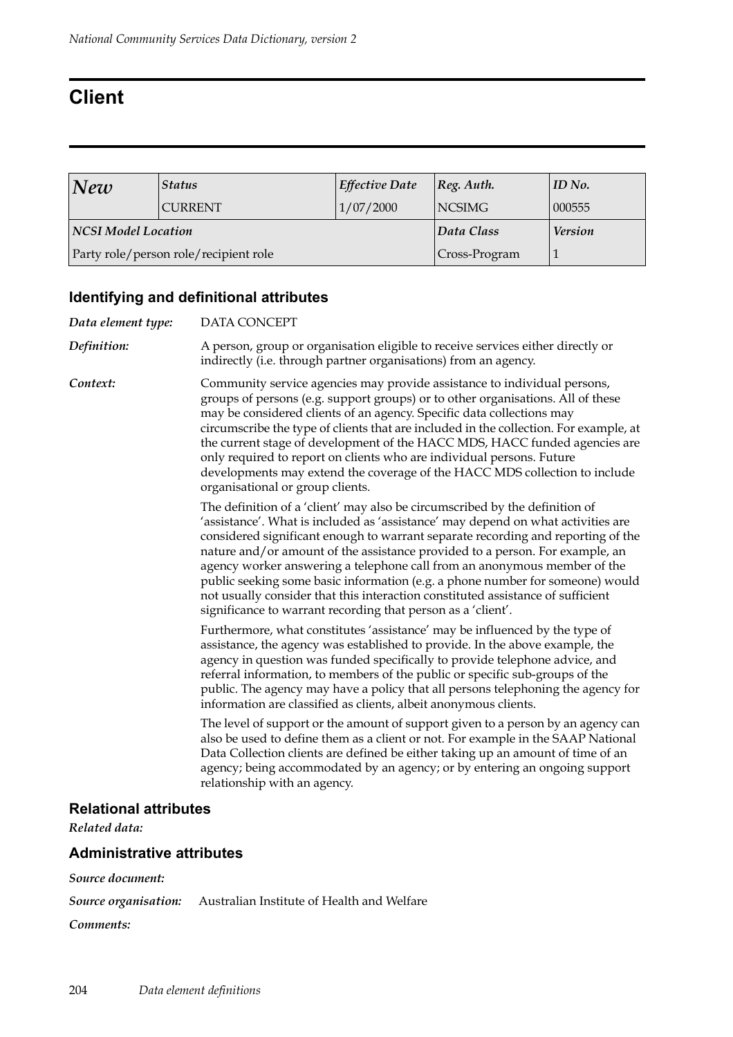# Client

| *New* | *Status* | *Effective Date* | *Reg. Auth.* | *ID No.* |
|---|---|---|---|---|
| | CURRENT | 1/07/2000 | NCSIMG | 000555 |
| ***NCSI Model Location*** | | | ***Data Class*** | ***Version*** |
| Party role/person role/recipient role | | | Cross-Program | 1 |

## Identifying and definitional attributes

*Data element type:* DATA CONCEPT

*Definition:* A person, group or organisation eligible to receive services either directly or indirectly (i.e. through partner organisations) from an agency.

*Context:* Community service agencies may provide assistance to individual persons, groups of persons (e.g. support groups) or to other organisations. All of these may be considered clients of an agency. Specific data collections may circumscribe the type of clients that are included in the collection. For example, at the current stage of development of the HACC MDS, HACC funded agencies are only required to report on clients who are individual persons. Future developments may extend the coverage of the HACC MDS collection to include organisational or group clients.

The definition of a 'client' may also be circumscribed by the definition of 'assistance'. What is included as 'assistance' may depend on what activities are considered significant enough to warrant separate recording and reporting of the nature and/or amount of the assistance provided to a person. For example, an agency worker answering a telephone call from an anonymous member of the public seeking some basic information (e.g. a phone number for someone) would not usually consider that this interaction constituted assistance of sufficient significance to warrant recording that person as a 'client'.

Furthermore, what constitutes 'assistance' may be influenced by the type of assistance, the agency was established to provide. In the above example, the agency in question was funded specifically to provide telephone advice, and referral information, to members of the public or specific sub-groups of the public. The agency may have a policy that all persons telephoning the agency for information are classified as clients, albeit anonymous clients.

The level of support or the amount of support given to a person by an agency can also be used to define them as a client or not. For example in the SAAP National Data Collection clients are defined be either taking up an amount of time of an agency; being accommodated by an agency; or by entering an ongoing support relationship with an agency.

## Relational attributes

*Related data:*

## Administrative attributes

*Source document:*

*Source organisation:* Australian Institute of Health and Welfare

*Comments:*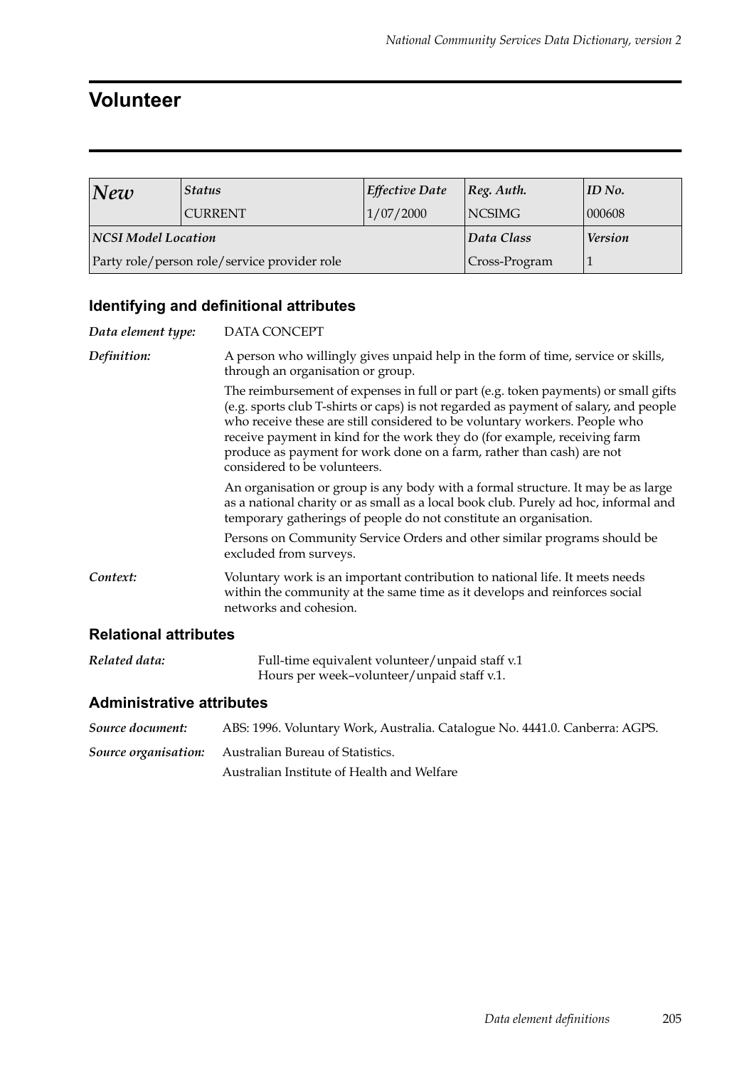# Volunteer

| *New* | *Status* | *Effective Date* | *Reg. Auth.* | *ID No.* |
|---|---|---|---|---|
| | CURRENT | 1/07/2000 | NCSIMG | 000608 |
| ***NCSI Model Location*** | | | ***Data Class*** | ***Version*** |
| Party role/person role/service provider role | | | Cross-Program | 1 |

## Identifying and definitional attributes

*Data element type:* DATA CONCEPT

*Definition:* A person who willingly gives unpaid help in the form of time, service or skills, through an organisation or group.

The reimbursement of expenses in full or part (e.g. token payments) or small gifts (e.g. sports club T-shirts or caps) is not regarded as payment of salary, and people who receive these are still considered to be voluntary workers. People who receive payment in kind for the work they do (for example, receiving farm produce as payment for work done on a farm, rather than cash) are not considered to be volunteers.

An organisation or group is any body with a formal structure. It may be as large as a national charity or as small as a local book club. Purely ad hoc, informal and temporary gatherings of people do not constitute an organisation.

Persons on Community Service Orders and other similar programs should be excluded from surveys.

*Context:* Voluntary work is an important contribution to national life. It meets needs within the community at the same time as it develops and reinforces social networks and cohesion.

## Relational attributes

*Related data:* Full-time equivalent volunteer/unpaid staff v.1
Hours per week–volunteer/unpaid staff v.1.

## Administrative attributes

*Source document:* ABS: 1996. Voluntary Work, Australia. Catalogue No. 4441.0. Canberra: AGPS.

*Source organisation:* Australian Bureau of Statistics.
Australian Institute of Health and Welfare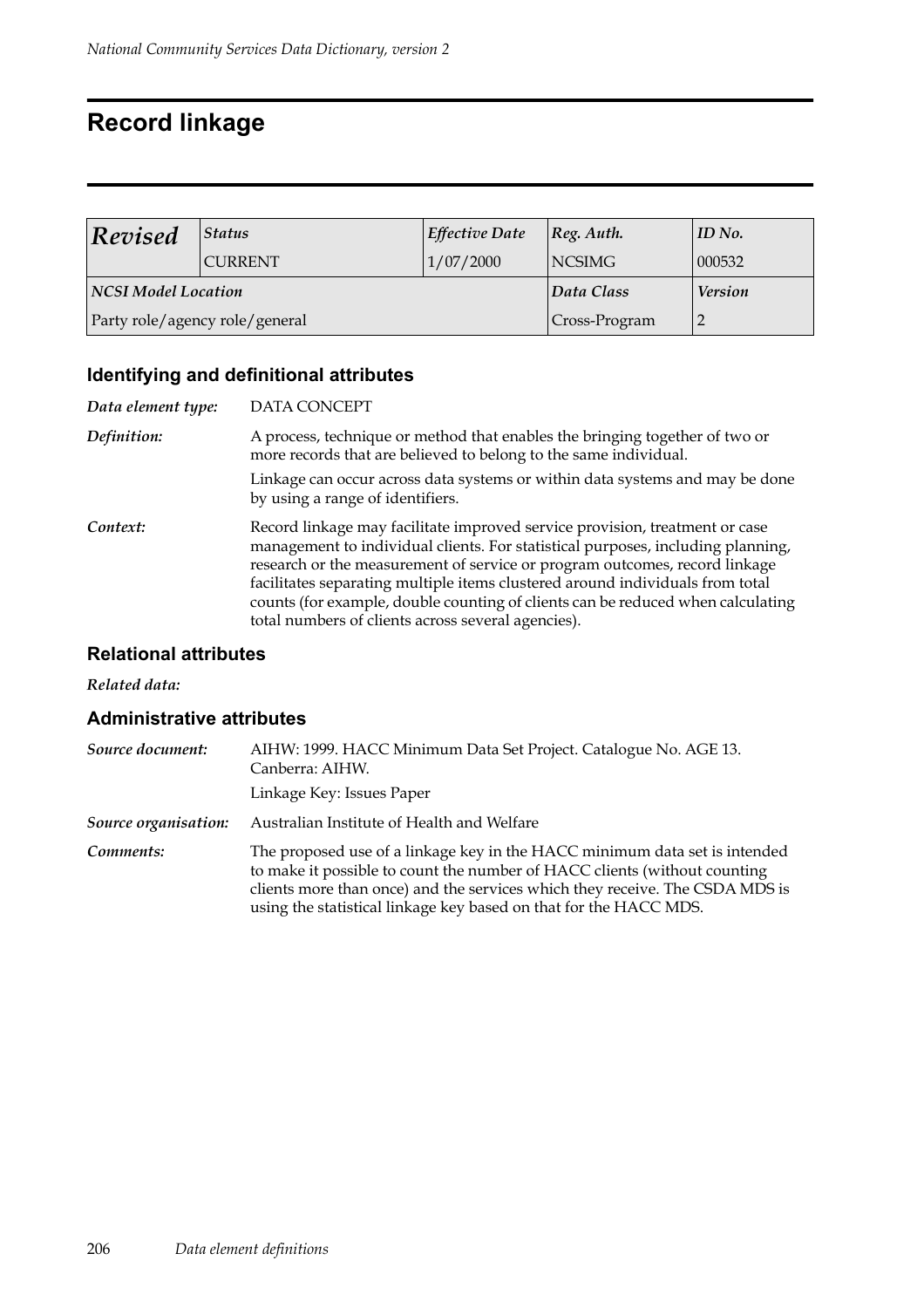# Record linkage

| *Revised* | *Status* | *Effective Date* | *Reg. Auth.* | *ID No.* |
|---|---|---|---|---|
| | CURRENT | 1/07/2000 | NCSIMG | 000532 |
| ***NCSI Model Location*** | | | ***Data Class*** | ***Version*** |
| Party role/agency role/general | | | Cross-Program | 2 |

## Identifying and definitional attributes

***Data element type:*** DATA CONCEPT

***Definition:*** A process, technique or method that enables the bringing together of two or more records that are believed to belong to the same individual.

Linkage can occur across data systems or within data systems and may be done by using a range of identifiers.

***Context:*** Record linkage may facilitate improved service provision, treatment or case management to individual clients. For statistical purposes, including planning, research or the measurement of service or program outcomes, record linkage facilitates separating multiple items clustered around individuals from total counts (for example, double counting of clients can be reduced when calculating total numbers of clients across several agencies).

## Relational attributes

***Related data:***

## Administrative attributes

***Source document:*** AIHW: 1999. HACC Minimum Data Set Project. Catalogue No. AGE 13. Canberra: AIHW.

Linkage Key: Issues Paper

***Source organisation:*** Australian Institute of Health and Welfare

***Comments:*** The proposed use of a linkage key in the HACC minimum data set is intended to make it possible to count the number of HACC clients (without counting clients more than once) and the services which they receive. The CSDA MDS is using the statistical linkage key based on that for the HACC MDS.